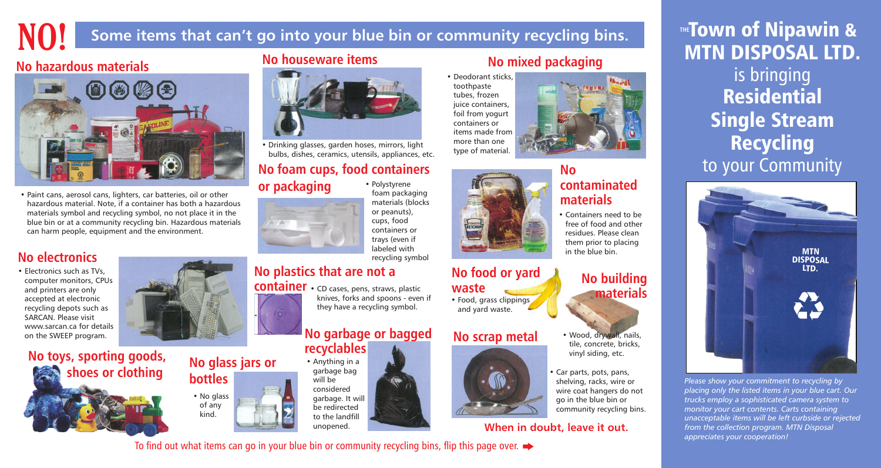# NO! Some items that can't go into your blue bin or community recycling bins.

## No hazardous materials

- Paint cans, aerosol cans, lighters, car batteries, oil or other hazardous material. Note, if a container has both a hazardous materials symbol and recycling symbol, no not place it in the blue bin or at a community recycling bin. Hazardous materials can harm people, equipment and the environment.

## No electronics

- Electronics such as TVs, computer monitors, CPUs and printers are only accepted at electronic recycling depots such as SARCAN. Please visit www.sarcan.ca for details on the SWEEP program.

## No toys, sporting goods, shoes or clothing

## No houseware items

- Drinking glasses, garden hoses, mirrors, light bulbs, dishes, ceramics, utensils, appliances, etc.

## No foam cups, food containers or packaging

- Polystyrene foam packaging materials (blocks or peanuts), cups, food containers or trays (even if labeled with recycling symbol

## No plastics that are not a container

- CD cases, pens, straws, plastic knives, forks and spoons - even if they have a recycling symbol.

## No glass jars or bottles

- No glass of any kind.

## No garbage or bagged recyclables

- Anything in a garbage bag will be considered garbage. It will be redirected to the landfill unopened.

## No mixed packaging

- Deodorant sticks, toothpaste tubes, frozen juice containers, foil from yogurt containers or items made from more than one type of material.

## No contaminated materials

- Containers need to be free of food and other residues. Please clean them prior to placing in the blue bin.

## No food or yard waste

- Food, grass clippings and yard waste.

## No building materials

- Wood, drywall, nails, tile, concrete, bricks, vinyl siding, etc.

## No scrap metal

- Car parts, pots, pans, shelving, racks, wire or wire coat hangers do not go in the blue bin or community recycling bins.

**When in doubt, leave it out.**

To find out what items can go in your blue bin or community recycling bins, flip this page over. ➡

# THE Town of Nipawin & MTN DISPOSAL LTD.

is bringing

# Residential Single Stream Recycling

to your Community

MTN DISPOSAL LTD.

*Please show your commitment to recycling by placing only the listed items in your blue cart. Our trucks employ a sophisticated camera system to monitor your cart contents. Carts containing unacceptable items will be left curbside or rejected from the collection program. MTN Disposal appreciates your cooperation!*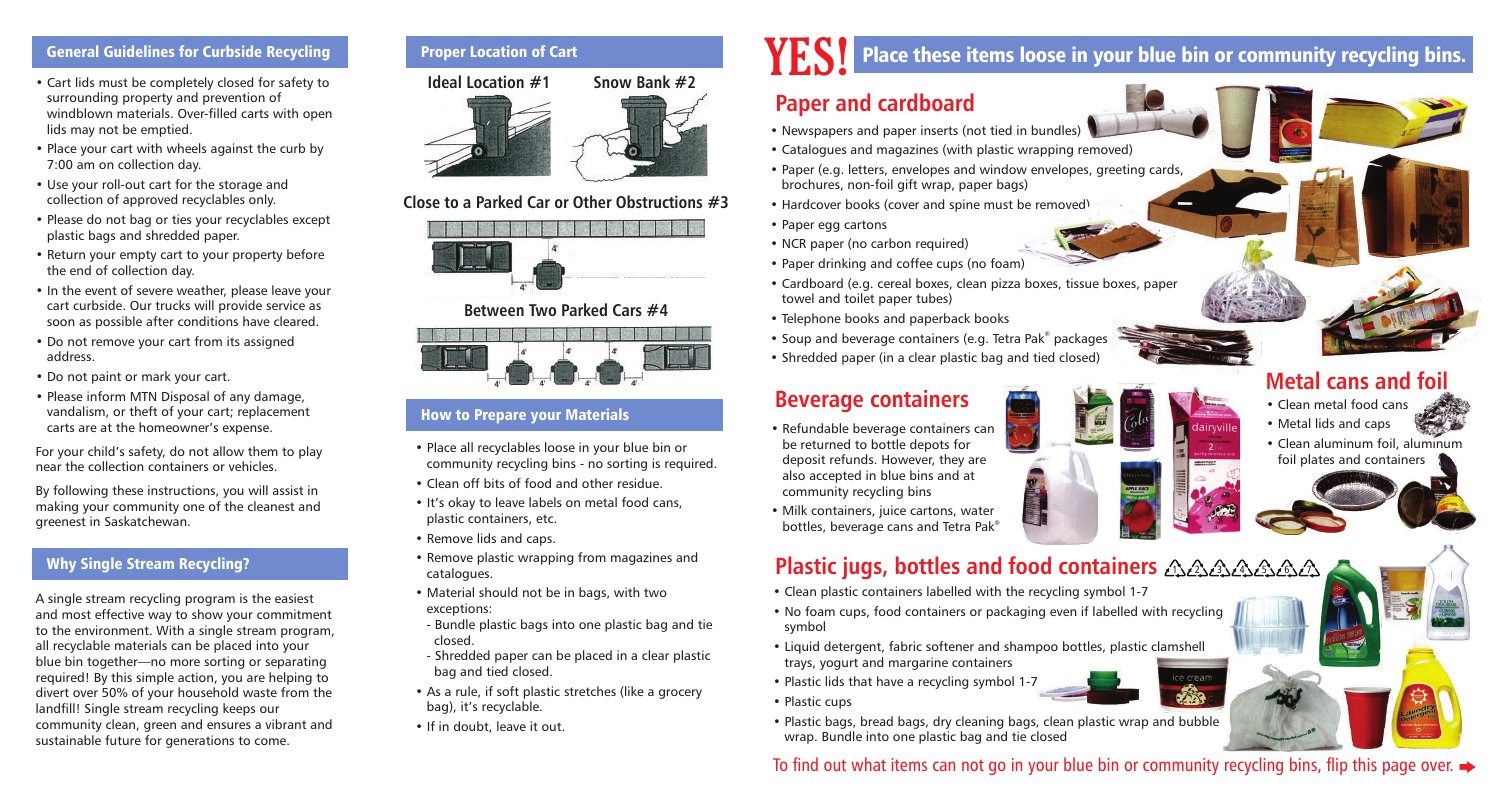## General Guidelines for Curbside Recycling

- Cart lids must be completely closed for safety to surrounding property and prevention of windblown materials. Over-filled carts with open lids may not be emptied.
- Place your cart with wheels against the curb by 7:00 am on collection day.
- Use your roll-out cart for the storage and collection of approved recyclables only.
- Please do not bag or ties your recyclables except plastic bags and shredded paper.
- Return your empty cart to your property before the end of collection day.
- In the event of severe weather, please leave your cart curbside. Our trucks will provide service as soon as possible after conditions have cleared.
- Do not remove your cart from its assigned address.
- Do not paint or mark your cart.
- Please inform MTN Disposal of any damage, vandalism, or theft of your cart; replacement carts are at the homeowner's expense.

For your child's safety, do not allow them to play near the collection containers or vehicles.

By following these instructions, you will assist in making your community one of the cleanest and greenest in Saskatchewan.

## Why Single Stream Recycling?

A single stream recycling program is the easiest and most effective way to show your commitment to the environment. With a single stream program, all recyclable materials can be placed into your blue bin together—no more sorting or separating required! By this simple action, you are helping to divert over 50% of your household waste from the landfill! Single stream recycling keeps our community clean, green and ensures a vibrant and sustainable future for generations to come.

## Proper Location of Cart

**Ideal Location #1**

**Snow Bank #2**

**Close to a Parked Car or Other Obstructions #3**

4'

4'

**Between Two Parked Cars #4**

4' 4' 4'

4' 4' 4' 4'

## How to Prepare your Materials

- Place all recyclables loose in your blue bin or community recycling bins - no sorting is required.
- Clean off bits of food and other residue.
- It's okay to leave labels on metal food cans, plastic containers, etc.
- Remove lids and caps.
- Remove plastic wrapping from magazines and catalogues.
- Material should not be in bags, with two exceptions:
  - Bundle plastic bags into one plastic bag and tie closed.
  - Shredded paper can be placed in a clear plastic bag and tied closed.
- As a rule, if soft plastic stretches (like a grocery bag), it's recyclable.
- If in doubt, leave it out.

# YES! Place these items loose in your blue bin or community recycling bins.

## Paper and cardboard

- Newspapers and paper inserts (not tied in bundles)
- Catalogues and magazines (with plastic wrapping removed)
- Paper (e.g. letters, envelopes and window envelopes, greeting cards, brochures, non-foil gift wrap, paper bags)
- Hardcover books (cover and spine must be removed)
- Paper egg cartons
- NCR paper (no carbon required)
- Paper drinking and coffee cups (no foam)
- Cardboard (e.g. cereal boxes, clean pizza boxes, tissue boxes, paper towel and toilet paper tubes)
- Telephone books and paperback books
- Soup and beverage containers (e.g. Tetra Pak® packages
- Shredded paper (in a clear plastic bag and tied closed)

## Beverage containers

- Refundable beverage containers can be returned to bottle depots for deposit refunds. However, they are also accepted in blue bins and at community recycling bins
- Milk containers, juice cartons, water bottles, beverage cans and Tetra Pak®

## Metal cans and foil

- Clean metal food cans
- Metal lids and caps
- Clean aluminum foil, aluminum foil plates and containers

## Plastic jugs, bottles and food containers

- Clean plastic containers labelled with the recycling symbol 1-7
- No foam cups, food containers or packaging even if labelled with recycling symbol
- Liquid detergent, fabric softener and shampoo bottles, plastic clamshell trays, yogurt and margarine containers
- Plastic lids that have a recycling symbol 1-7
- Plastic cups
- Plastic bags, bread bags, dry cleaning bags, clean plastic wrap and bubble wrap. Bundle into one plastic bag and tie closed

To find out what items can not go in your blue bin or community recycling bins, flip this page over. ➡